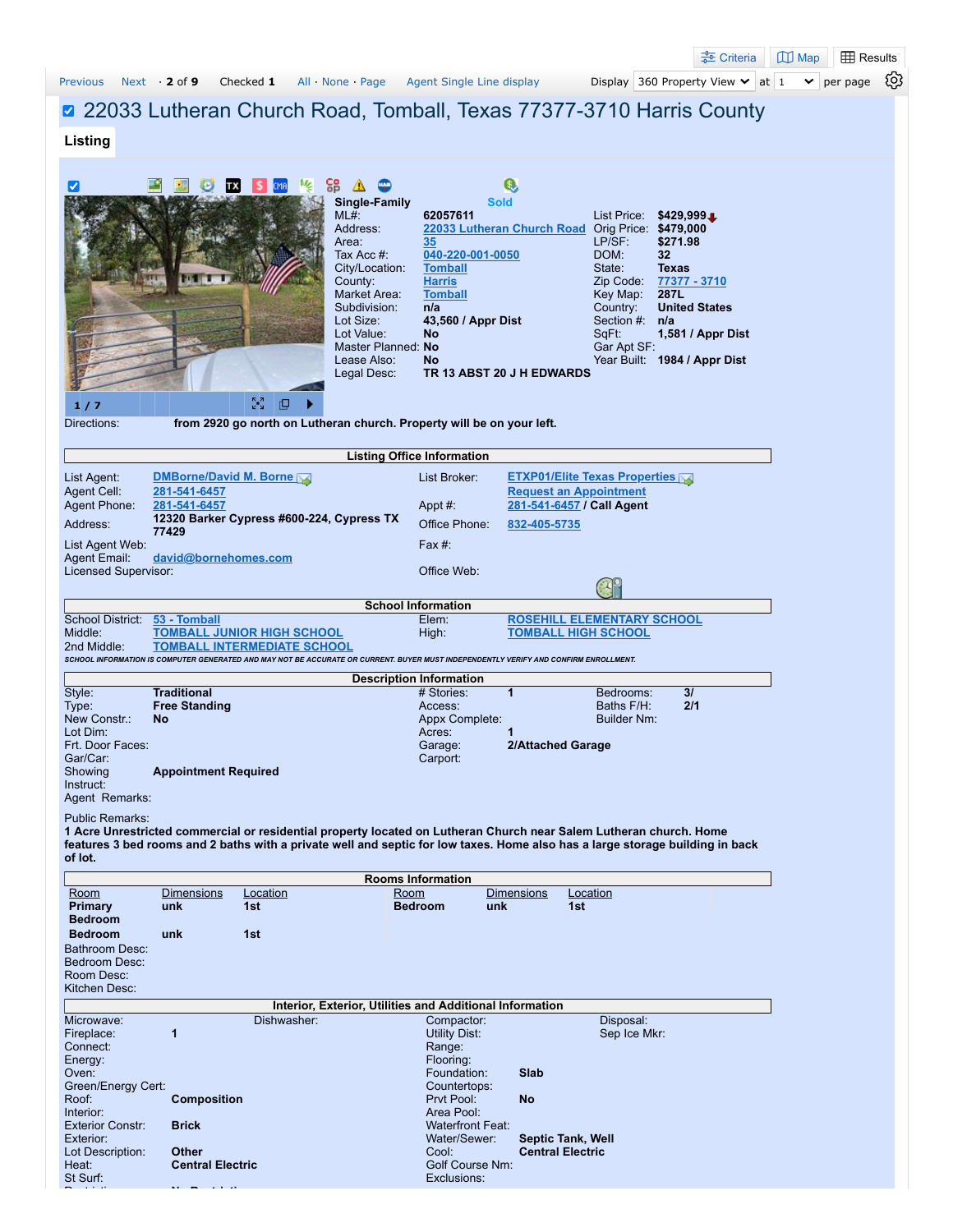Previous Next · 2 of 9 Checked 1 All · None · Page Agent Single Line display Display 360 Property View at 1 per page

# 22033 Lutheran Church Road, Tomball, Texas 77377-3710 Harris County

## Listing

**Single-Family** Sold

| | | | |
|---|---|---|---|
| ML#: | **62057611** | List Price: | **$429,999** |
| Address: | **22033 Lutheran Church Road** | Orig Price: | **$479,000** |
| Area: | **35** | LP/SF: | **$271.98** |
| Tax Acc #: | **040-220-001-0050** | DOM: | **32** |
| City/Location: | **Tomball** | State: | **Texas** |
| County: | **Harris** | Zip Code: | **77377 - 3710** |
| Market Area: | **Tomball** | Key Map: | **287L** |
| Subdivision: | **n/a** | Country: | **United States** |
| Lot Size: | **43,560 / Appr Dist** | Section #: | **n/a** |
| Lot Value: | **No** | SqFt: | **1,581 / Appr Dist** |
| Master Planned: | **No** | Gar Apt SF: | |
| Lease Also: | **No** | Year Built: | **1984 / Appr Dist** |
| Legal Desc: | **TR 13 ABST 20 J H EDWARDS** | | |

1 / 7

Directions: **from 2920 go north on Lutheran church. Property will be on your left.**

### Listing Office Information

| | | | |
|---|---|---|---|
| List Agent: | **DMBorne/David M. Borne** | List Broker: | **ETXP01/Elite Texas Properties** |
| Agent Cell: | **281-541-6457** | | **Request an Appointment** |
| Agent Phone: | **281-541-6457** | Appt #: | **281-541-6457 / Call Agent** |
| Address: | **12320 Barker Cypress #600-224, Cypress TX 77429** | Office Phone: | **832-405-5735** |
| List Agent Web: | | Fax #: | |
| Agent Email: | **david@bornehomes.com** | | |
| Licensed Supervisor: | | Office Web: | |

### School Information

| | | | |
|---|---|---|---|
| School District: | **53 - Tomball** | Elem: | **ROSEHILL ELEMENTARY SCHOOL** |
| Middle: | **TOMBALL JUNIOR HIGH SCHOOL** | High: | **TOMBALL HIGH SCHOOL** |
| 2nd Middle: | **TOMBALL INTERMEDIATE SCHOOL** | | |

*SCHOOL INFORMATION IS COMPUTER GENERATED AND MAY NOT BE ACCURATE OR CURRENT. BUYER MUST INDEPENDENTLY VERIFY AND CONFIRM ENROLLMENT.*

### Description Information

| | | | | | |
|---|---|---|---|---|---|
| Style: | **Traditional** | # Stories: | **1** | Bedrooms: | **3/** |
| Type: | **Free Standing** | Access: | | Baths F/H: | **2/1** |
| New Constr.: | **No** | Appx Complete: | | Builder Nm: | |
| Lot Dim: | | Acres: | **1** | | |
| Frt. Door Faces: | | Garage: | **2/Attached Garage** | | |
| Gar/Car: | | Carport: | | | |
| Showing Instruct: | **Appointment Required** | | | | |

Agent Remarks:

Public Remarks:
**1 Acre Unrestricted commercial or residential property located on Lutheran Church near Salem Lutheran church. Home features 3 bed rooms and 2 baths with a private well and septic for low taxes. Home also has a large storage building in back of lot.**

### Rooms Information

| Room | Dimensions | Location | Room | Dimensions | Location |
|---|---|---|---|---|---|
| **Primary Bedroom** | **unk** | **1st** | **Bedroom** | **unk** | **1st** |
| **Bedroom** | **unk** | **1st** | | | |

Bathroom Desc:
Bedroom Desc:
Room Desc:
Kitchen Desc:

### Interior, Exterior, Utilities and Additional Information

| | | | |
|---|---|---|---|
| Microwave: | Dishwasher: | Compactor: | Disposal: |
| Fireplace: | **1** | Utility Dist: | Sep Ice Mkr: |
| Connect: | | Range: | |
| Energy: | | Flooring: | |
| Oven: | | Foundation: | **Slab** |
| Green/Energy Cert: | | Countertops: | |
| Roof: | **Composition** | Prvt Pool: | **No** |
| Interior: | | Area Pool: | |
| Exterior Constr: | **Brick** | Waterfront Feat: | |
| Exterior: | | Water/Sewer: | **Septic Tank, Well** |
| Lot Description: | **Other** | Cool: | **Central Electric** |
| Heat: | **Central Electric** | Golf Course Nm: | |
| St Surf: | | Exclusions: | |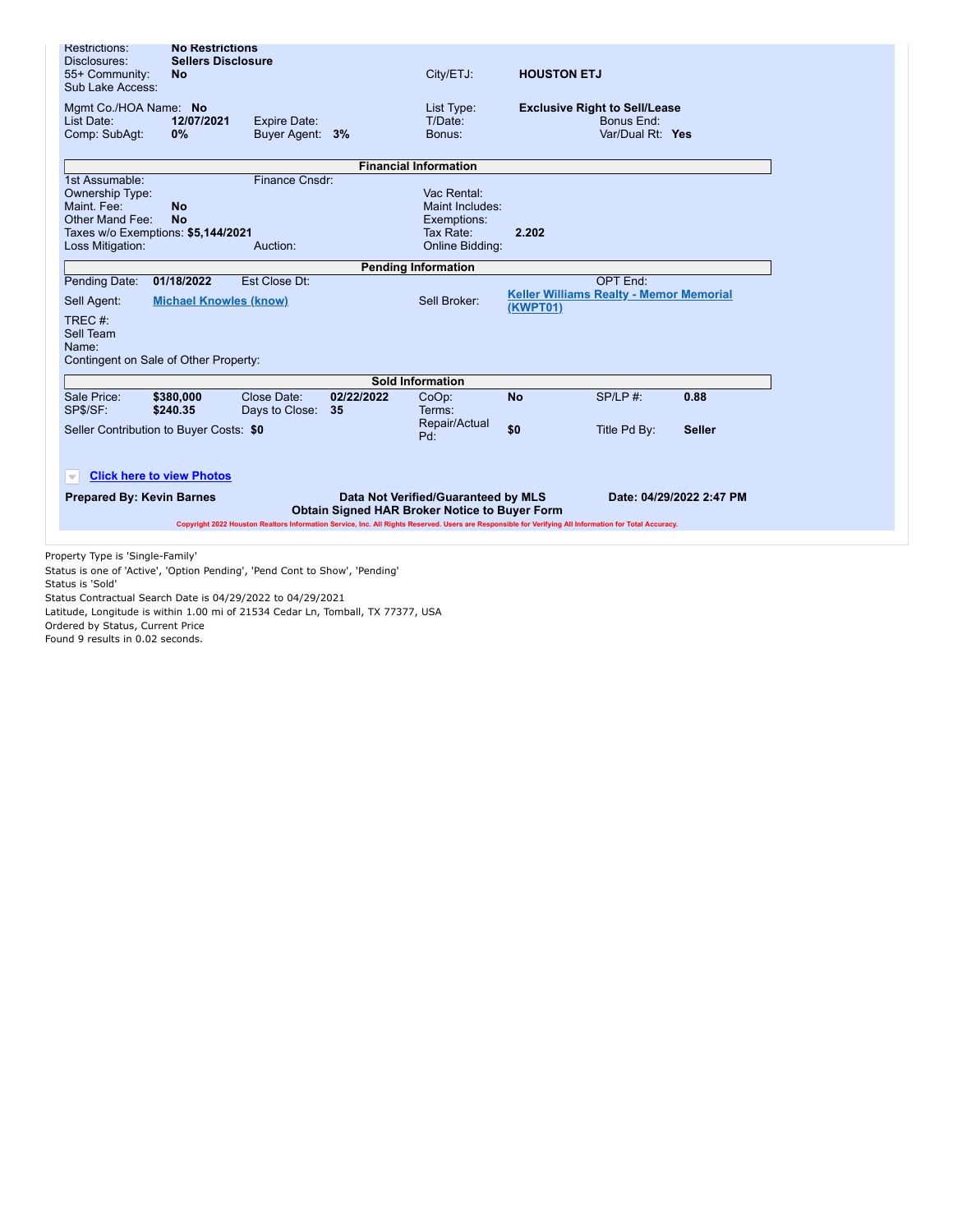| | | | |
|---|---|---|---|
| Restrictions: | **No Restrictions** | | |
| Disclosures: | **Sellers Disclosure** | | |
| 55+ Community: | **No** | City/ETJ: | **HOUSTON ETJ** |
| Sub Lake Access: | | | |

| | | | | | | | |
|---|---|---|---|---|---|---|---|
| Mgmt Co./HOA Name: | **No** | | | List Type: | **Exclusive Right to Sell/Lease** | | |
| List Date: | **12/07/2021** | Expire Date: | | T/Date: | | Bonus End: | |
| Comp: SubAgt: | **0%** | Buyer Agent: | **3%** | Bonus: | | Var/Dual Rt: | **Yes** |

**Financial Information**

| | | | | | |
|---|---|---|---|---|---|
| 1st Assumable: | | Finance Cnsdr: | | | |
| Ownership Type: | | | | Vac Rental: | |
| Maint. Fee: | **No** | | | Maint Includes: | |
| Other Mand Fee: | **No** | | | Exemptions: | |
| Taxes w/o Exemptions: | **$5,144/2021** | | | Tax Rate: | **2.202** |
| Loss Mitigation: | | Auction: | | Online Bidding: | |

**Pending Information**

| | | | | | |
|---|---|---|---|---|---|
| Pending Date: | **01/18/2022** | Est Close Dt: | | | OPT End: |
| Sell Agent: | **Michael Knowles (know)** | | Sell Broker: | **Keller Williams Realty - Memor Memorial (KWPT01)** | |
| TREC #: | | | | | |
| Sell Team Name: | | | | | |
| Contingent on Sale of Other Property: | | | | | |

**Sold Information**

| | | | | | | | |
|---|---|---|---|---|---|---|---|
| Sale Price: | **$380,000** | Close Date: | **02/22/2022** | CoOp: | **No** | SP/LP #: | **0.88** |
| SP$/SF: | **$240.35** | Days to Close: | **35** | Terms: | | | |
| Seller Contribution to Buyer Costs: | **$0** | | | Repair/Actual Pd: | **$0** | Title Pd By: | **Seller** |

**Click here to view Photos**

**Prepared By: Kevin Barnes** **Data Not Verified/Guaranteed by MLS** **Obtain Signed HAR Broker Notice to Buyer Form** **Date: 04/29/2022 2:47 PM**

Copyright 2022 Houston Realtors Information Service, Inc. All Rights Reserved. Users are Responsible for Verifying All Information for Total Accuracy.

Property Type is 'Single-Family'
Status is one of 'Active', 'Option Pending', 'Pend Cont to Show', 'Pending'
Status is 'Sold'
Status Contractual Search Date is 04/29/2022 to 04/29/2021
Latitude, Longitude is within 1.00 mi of 21534 Cedar Ln, Tomball, TX 77377, USA
Ordered by Status, Current Price
Found 9 results in 0.02 seconds.